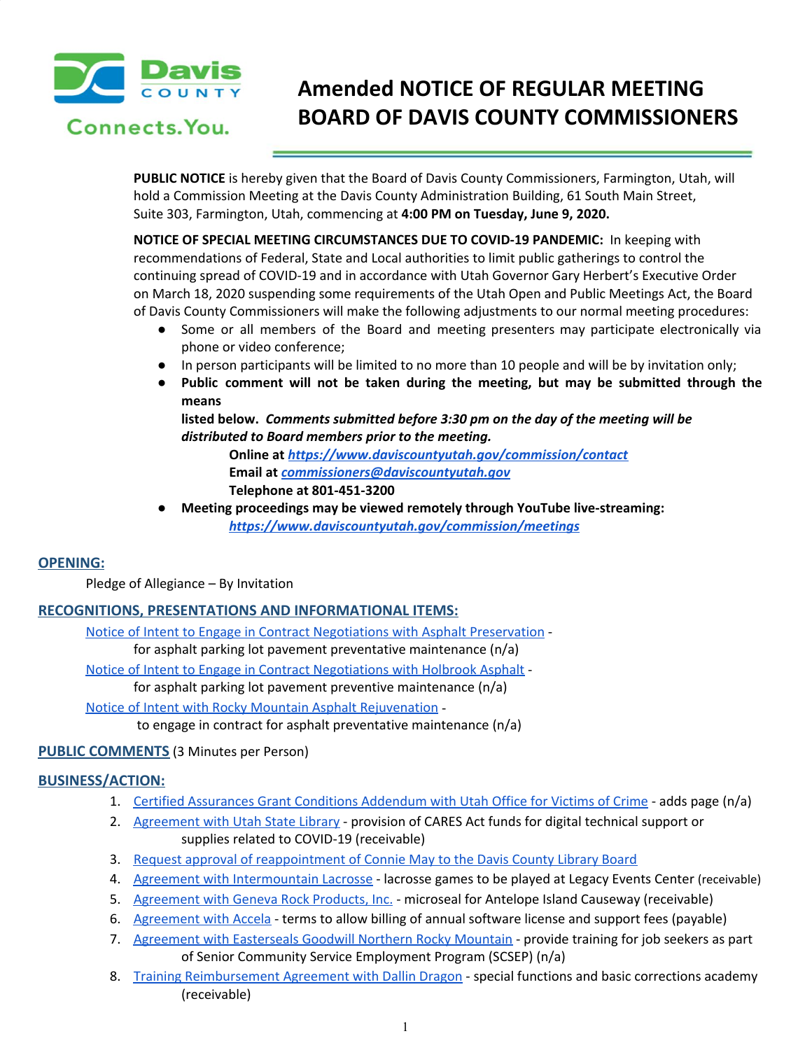Davis COUNTY Connects.You.

# Amended NOTICE OF REGULAR MEETING BOARD OF DAVIS COUNTY COMMISSIONERS

**PUBLIC NOTICE** is hereby given that the Board of Davis County Commissioners, Farmington, Utah, will hold a Commission Meeting at the Davis County Administration Building, 61 South Main Street, Suite 303, Farmington, Utah, commencing at **4:00 PM on Tuesday, June 9, 2020.**

**NOTICE OF SPECIAL MEETING CIRCUMSTANCES DUE TO COVID-19 PANDEMIC:** In keeping with recommendations of Federal, State and Local authorities to limit public gatherings to control the continuing spread of COVID-19 and in accordance with Utah Governor Gary Herbert's Executive Order on March 18, 2020 suspending some requirements of the Utah Open and Public Meetings Act, the Board of Davis County Commissioners will make the following adjustments to our normal meeting procedures:

- Some or all members of the Board and meeting presenters may participate electronically via phone or video conference;
- In person participants will be limited to no more than 10 people and will be by invitation only;
- **Public comment will not be taken during the meeting, but may be submitted through the means listed below.** ***Comments submitted before 3:30 pm on the day of the meeting will be distributed to Board members prior to the meeting.***
  - **Online at** ***https://www.daviscountyutah.gov/commission/contact***
  - **Email at** ***commissioners@daviscountyutah.gov***
  - **Telephone at 801-451-3200**
- **Meeting proceedings may be viewed remotely through YouTube live-streaming:** ***https://www.daviscountyutah.gov/commission/meetings***

## OPENING:

Pledge of Allegiance – By Invitation

## RECOGNITIONS, PRESENTATIONS AND INFORMATIONAL ITEMS:

Notice of Intent to Engage in Contract Negotiations with Asphalt Preservation - for asphalt parking lot pavement preventative maintenance (n/a)

Notice of Intent to Engage in Contract Negotiations with Holbrook Asphalt - for asphalt parking lot pavement preventive maintenance (n/a)

Notice of Intent with Rocky Mountain Asphalt Rejuvenation - to engage in contract for asphalt preventative maintenance (n/a)

## PUBLIC COMMENTS (3 Minutes per Person)

## BUSINESS/ACTION:

1. Certified Assurances Grant Conditions Addendum with Utah Office for Victims of Crime - adds page (n/a)
2. Agreement with Utah State Library - provision of CARES Act funds for digital technical support or supplies related to COVID-19 (receivable)
3. Request approval of reappointment of Connie May to the Davis County Library Board
4. Agreement with Intermountain Lacrosse - lacrosse games to be played at Legacy Events Center (receivable)
5. Agreement with Geneva Rock Products, Inc. - microseal for Antelope Island Causeway (receivable)
6. Agreement with Accela - terms to allow billing of annual software license and support fees (payable)
7. Agreement with Easterseals Goodwill Northern Rocky Mountain - provide training for job seekers as part of Senior Community Service Employment Program (SCSEP) (n/a)
8. Training Reimbursement Agreement with Dallin Dragon - special functions and basic corrections academy (receivable)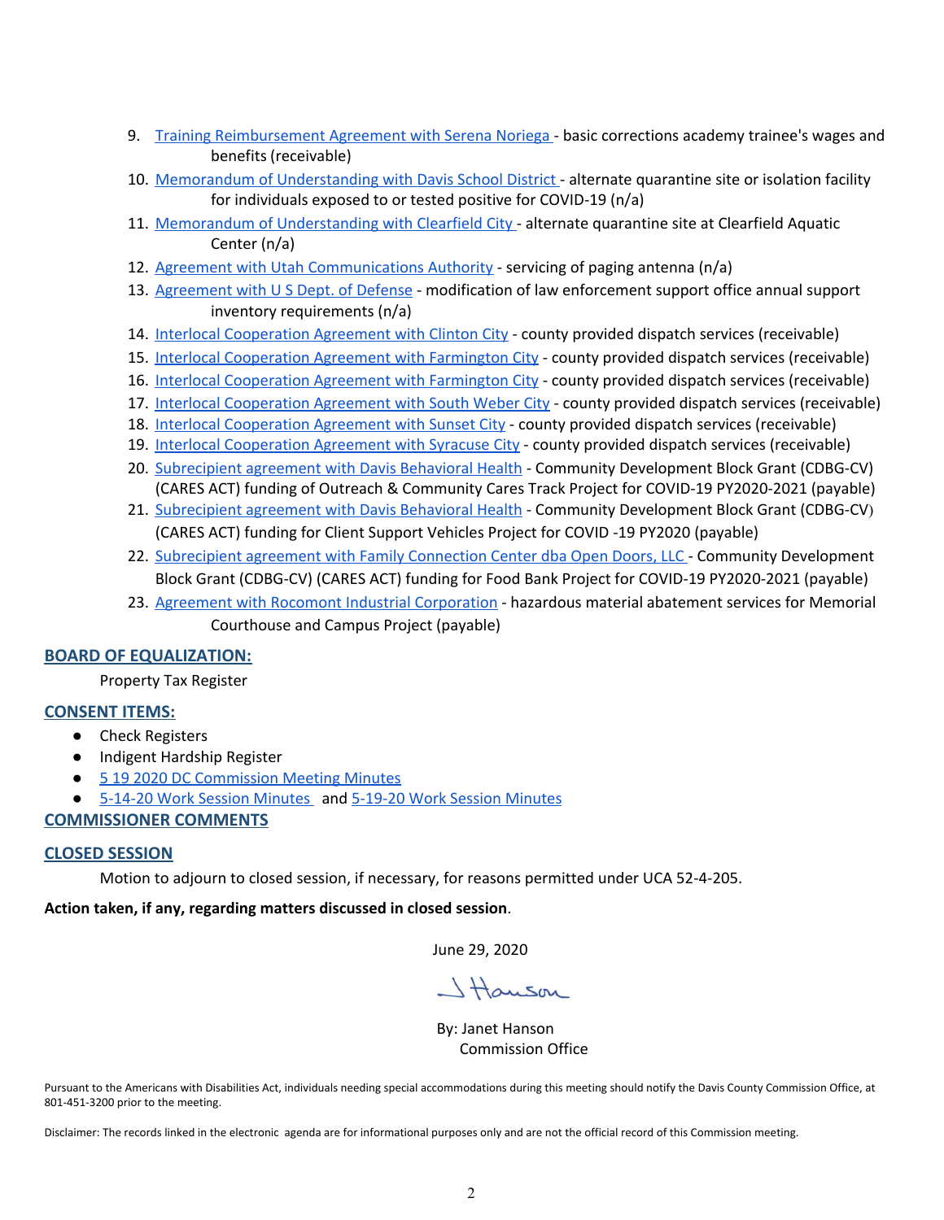9. Training Reimbursement Agreement with Serena Noriega - basic corrections academy trainee's wages and benefits (receivable)
10. Memorandum of Understanding with Davis School District - alternate quarantine site or isolation facility for individuals exposed to or tested positive for COVID-19 (n/a)
11. Memorandum of Understanding with Clearfield City - alternate quarantine site at Clearfield Aquatic Center (n/a)
12. Agreement with Utah Communications Authority - servicing of paging antenna (n/a)
13. Agreement with U S Dept. of Defense - modification of law enforcement support office annual support inventory requirements (n/a)
14. Interlocal Cooperation Agreement with Clinton City - county provided dispatch services (receivable)
15. Interlocal Cooperation Agreement with Farmington City - county provided dispatch services (receivable)
16. Interlocal Cooperation Agreement with Farmington City - county provided dispatch services (receivable)
17. Interlocal Cooperation Agreement with South Weber City - county provided dispatch services (receivable)
18. Interlocal Cooperation Agreement with Sunset City - county provided dispatch services (receivable)
19. Interlocal Cooperation Agreement with Syracuse City - county provided dispatch services (receivable)
20. Subrecipient agreement with Davis Behavioral Health - Community Development Block Grant (CDBG-CV) (CARES ACT) funding of Outreach & Community Cares Track Project for COVID-19 PY2020-2021 (payable)
21. Subrecipient agreement with Davis Behavioral Health - Community Development Block Grant (CDBG-CV) (CARES ACT) funding for Client Support Vehicles Project for COVID -19 PY2020 (payable)
22. Subrecipient agreement with Family Connection Center dba Open Doors, LLC - Community Development Block Grant (CDBG-CV) (CARES ACT) funding for Food Bank Project for COVID-19 PY2020-2021 (payable)
23. Agreement with Rocomont Industrial Corporation - hazardous material abatement services for Memorial Courthouse and Campus Project (payable)

## BOARD OF EQUALIZATION:

Property Tax Register

## CONSENT ITEMS:

- Check Registers
- Indigent Hardship Register
- 5 19 2020 DC Commission Meeting Minutes
- 5-14-20 Work Session Minutes and 5-19-20 Work Session Minutes

## COMMISSIONER COMMENTS

## CLOSED SESSION

Motion to adjourn to closed session, if necessary, for reasons permitted under UCA 52-4-205.

**Action taken, if any, regarding matters discussed in closed session**.

June 29, 2020

J Hanson

By: Janet Hanson
Commission Office

Pursuant to the Americans with Disabilities Act, individuals needing special accommodations during this meeting should notify the Davis County Commission Office, at 801-451-3200 prior to the meeting.

Disclaimer: The records linked in the electronic agenda are for informational purposes only and are not the official record of this Commission meeting.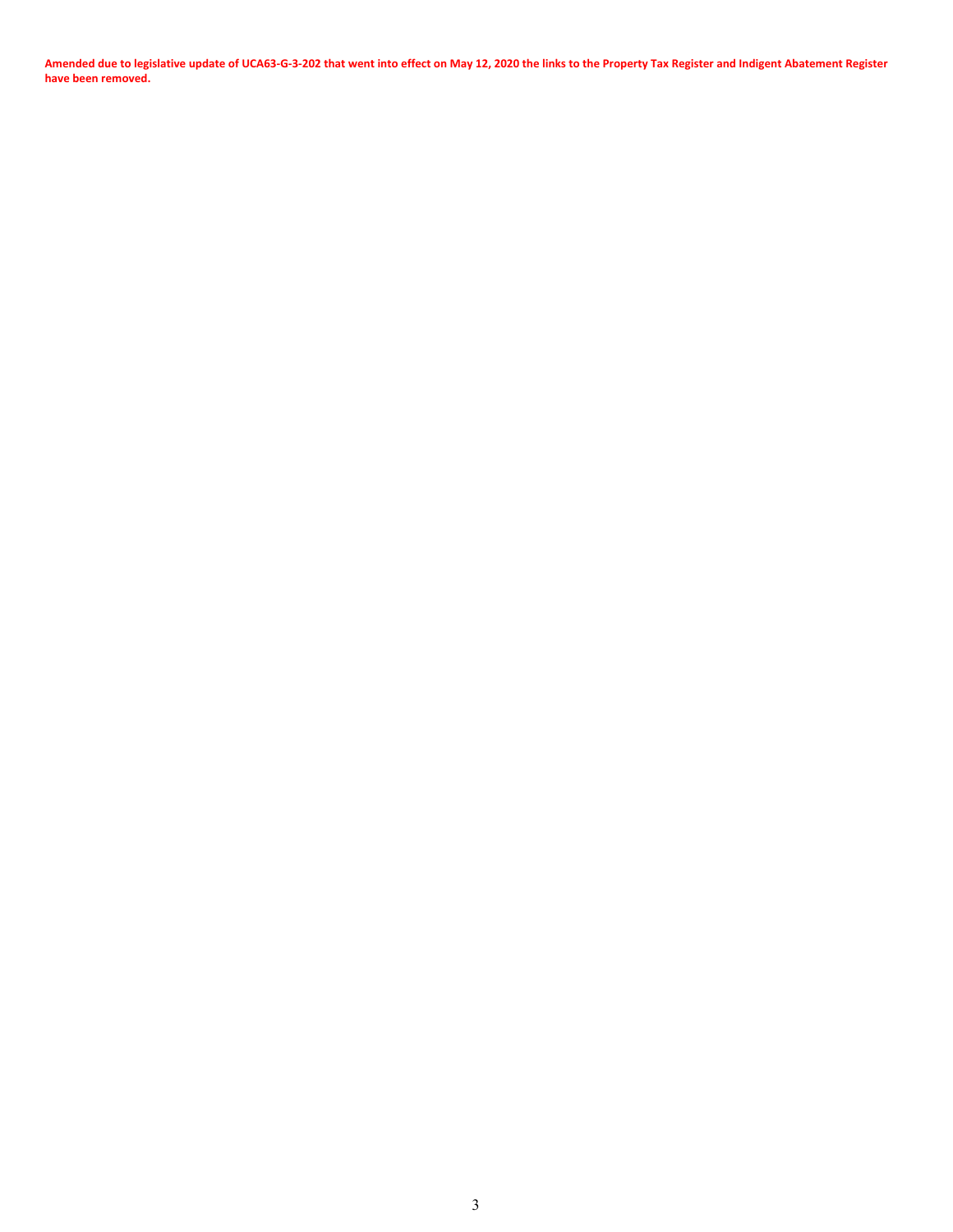**Amended due to legislative update of UCA63-G-3-202 that went into effect on May 12, 2020 the links to the Property Tax Register and Indigent Abatement Register have been removed.**